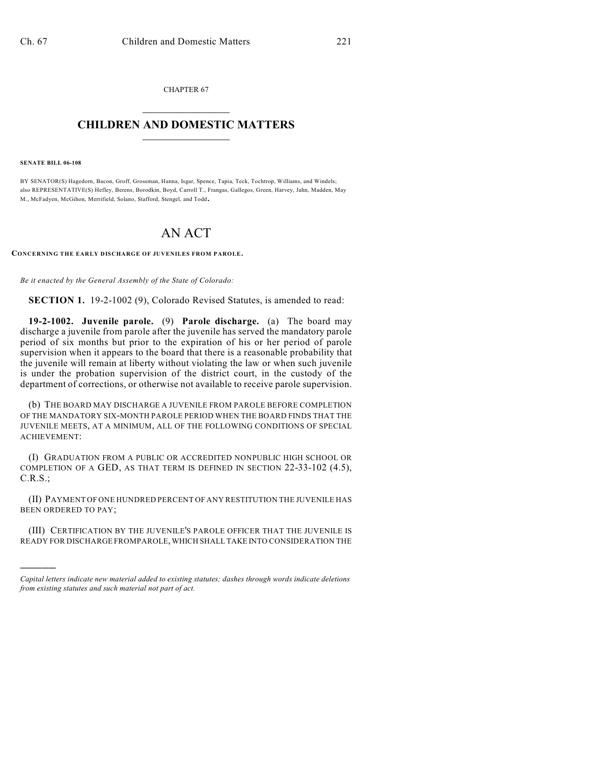CHAPTER 67

# CHILDREN AND DOMESTIC MATTERS

**SENATE BILL 06-108**

BY SENATOR(S) Hagedorn, Bacon, Groff, Grossman, Hanna, Isgar, Spence, Tapia, Teck, Tochtrop, Williams, and Windels;
also REPRESENTATIVE(S) Hefley, Berens, Borodkin, Boyd, Carroll T., Frangas, Gallegos, Green, Harvey, Jahn, Madden, May M., McFadyen, McGihon, Merrifield, Solano, Stafford, Stengel, and Todd.

# AN ACT

**CONCERNING THE EARLY DISCHARGE OF JUVENILES FROM PAROLE.**

*Be it enacted by the General Assembly of the State of Colorado:*

**SECTION 1.** 19-2-1002 (9), Colorado Revised Statutes, is amended to read:

**19-2-1002. Juvenile parole.** (9) **Parole discharge.** (a) The board may discharge a juvenile from parole after the juvenile has served the mandatory parole period of six months but prior to the expiration of his or her period of parole supervision when it appears to the board that there is a reasonable probability that the juvenile will remain at liberty without violating the law or when such juvenile is under the probation supervision of the district court, in the custody of the department of corrections, or otherwise not available to receive parole supervision.

(b) THE BOARD MAY DISCHARGE A JUVENILE FROM PAROLE BEFORE COMPLETION OF THE MANDATORY SIX-MONTH PAROLE PERIOD WHEN THE BOARD FINDS THAT THE JUVENILE MEETS, AT A MINIMUM, ALL OF THE FOLLOWING CONDITIONS OF SPECIAL ACHIEVEMENT:

(I) GRADUATION FROM A PUBLIC OR ACCREDITED NONPUBLIC HIGH SCHOOL OR COMPLETION OF A GED, AS THAT TERM IS DEFINED IN SECTION 22-33-102 (4.5), C.R.S.;

(II) PAYMENT OF ONE HUNDRED PERCENT OF ANY RESTITUTION THE JUVENILE HAS BEEN ORDERED TO PAY;

(III) CERTIFICATION BY THE JUVENILE'S PAROLE OFFICER THAT THE JUVENILE IS READY FOR DISCHARGE FROM PAROLE, WHICH SHALL TAKE INTO CONSIDERATION THE

---

*Capital letters indicate new material added to existing statutes; dashes through words indicate deletions from existing statutes and such material not part of act.*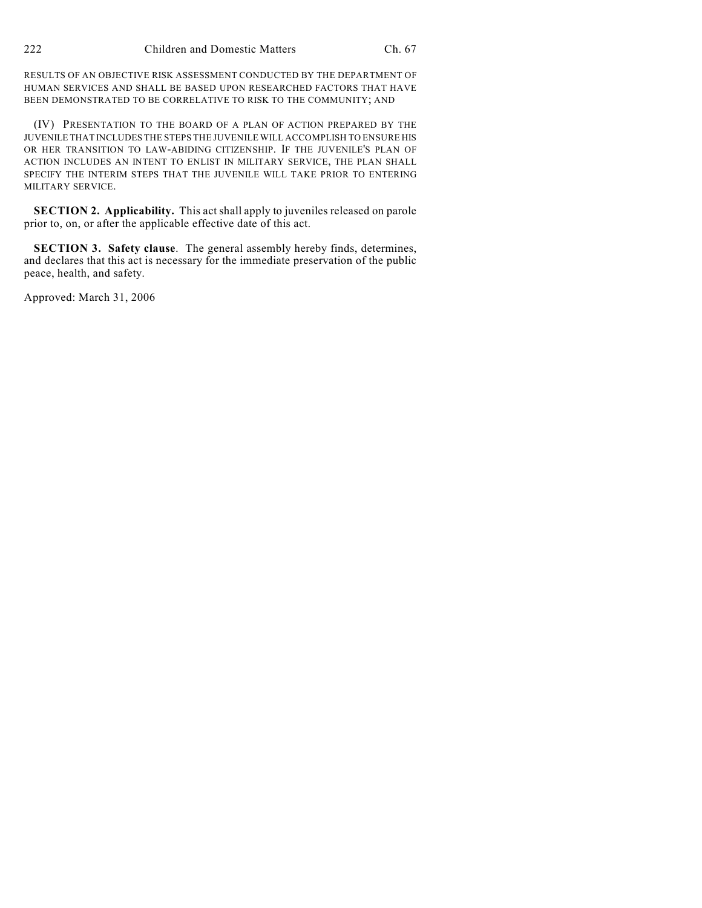RESULTS OF AN OBJECTIVE RISK ASSESSMENT CONDUCTED BY THE DEPARTMENT OF HUMAN SERVICES AND SHALL BE BASED UPON RESEARCHED FACTORS THAT HAVE BEEN DEMONSTRATED TO BE CORRELATIVE TO RISK TO THE COMMUNITY; AND

(IV) PRESENTATION TO THE BOARD OF A PLAN OF ACTION PREPARED BY THE JUVENILE THAT INCLUDES THE STEPS THE JUVENILE WILL ACCOMPLISH TO ENSURE HIS OR HER TRANSITION TO LAW-ABIDING CITIZENSHIP. IF THE JUVENILE'S PLAN OF ACTION INCLUDES AN INTENT TO ENLIST IN MILITARY SERVICE, THE PLAN SHALL SPECIFY THE INTERIM STEPS THAT THE JUVENILE WILL TAKE PRIOR TO ENTERING MILITARY SERVICE.

**SECTION 2. Applicability.** This act shall apply to juveniles released on parole prior to, on, or after the applicable effective date of this act.

**SECTION 3. Safety clause**. The general assembly hereby finds, determines, and declares that this act is necessary for the immediate preservation of the public peace, health, and safety.

Approved: March 31, 2006